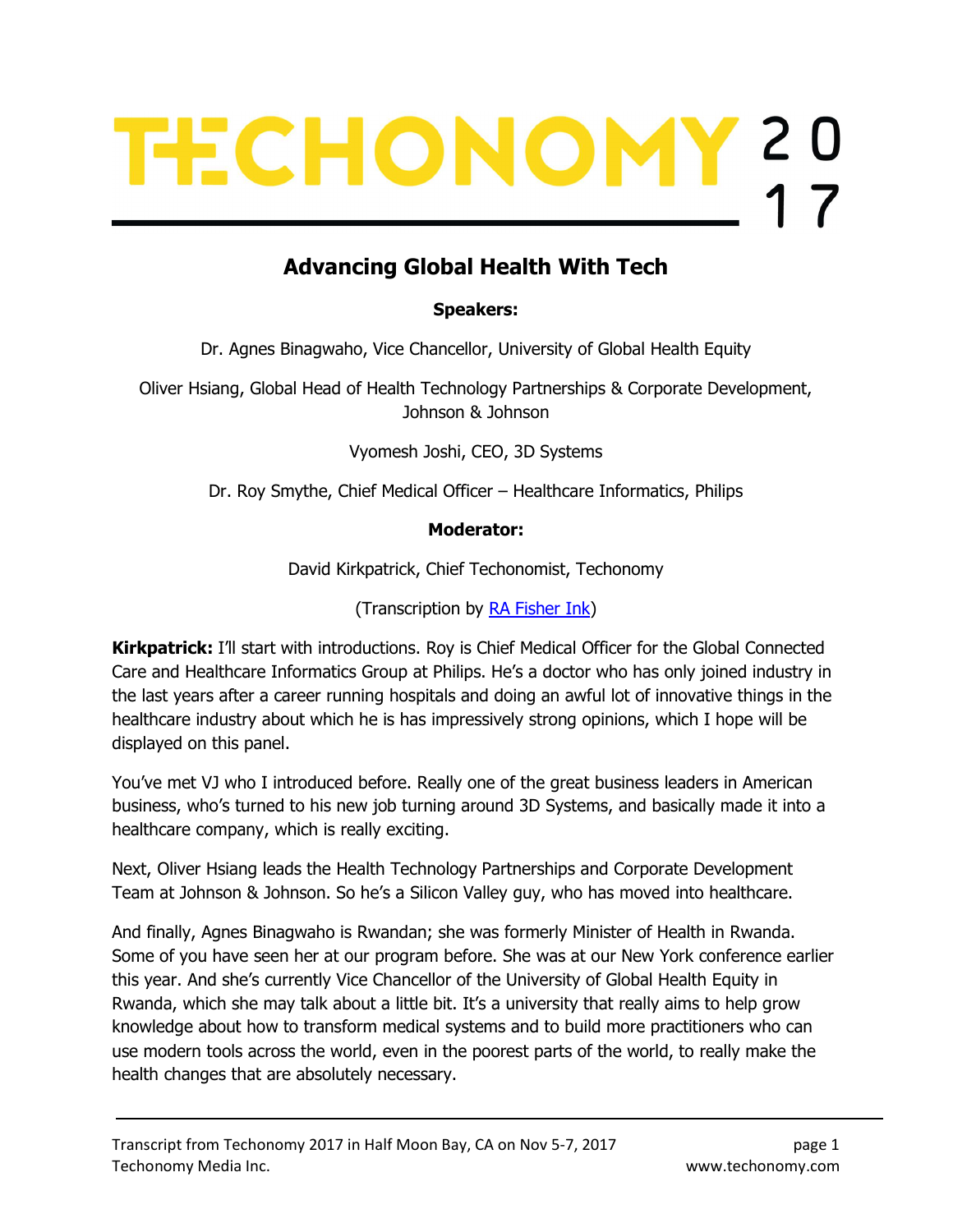# TECHONOMY 2017

## Advancing Global Health With Tech

**Speakers:**

Dr. Agnes Binagwaho, Vice Chancellor, University of Global Health Equity

Oliver Hsiang, Global Head of Health Technology Partnerships & Corporate Development, Johnson & Johnson

Vyomesh Joshi, CEO, 3D Systems

Dr. Roy Smythe, Chief Medical Officer – Healthcare Informatics, Philips

**Moderator:**

David Kirkpatrick, Chief Techonomist, Techonomy

(Transcription by RA Fisher Ink)

**Kirkpatrick:** I'll start with introductions. Roy is Chief Medical Officer for the Global Connected Care and Healthcare Informatics Group at Philips. He's a doctor who has only joined industry in the last years after a career running hospitals and doing an awful lot of innovative things in the healthcare industry about which he is has impressively strong opinions, which I hope will be displayed on this panel.

You've met VJ who I introduced before. Really one of the great business leaders in American business, who's turned to his new job turning around 3D Systems, and basically made it into a healthcare company, which is really exciting.

Next, Oliver Hsiang leads the Health Technology Partnerships and Corporate Development Team at Johnson & Johnson. So he's a Silicon Valley guy, who has moved into healthcare.

And finally, Agnes Binagwaho is Rwandan; she was formerly Minister of Health in Rwanda. Some of you have seen her at our program before. She was at our New York conference earlier this year. And she's currently Vice Chancellor of the University of Global Health Equity in Rwanda, which she may talk about a little bit. It's a university that really aims to help grow knowledge about how to transform medical systems and to build more practitioners who can use modern tools across the world, even in the poorest parts of the world, to really make the health changes that are absolutely necessary.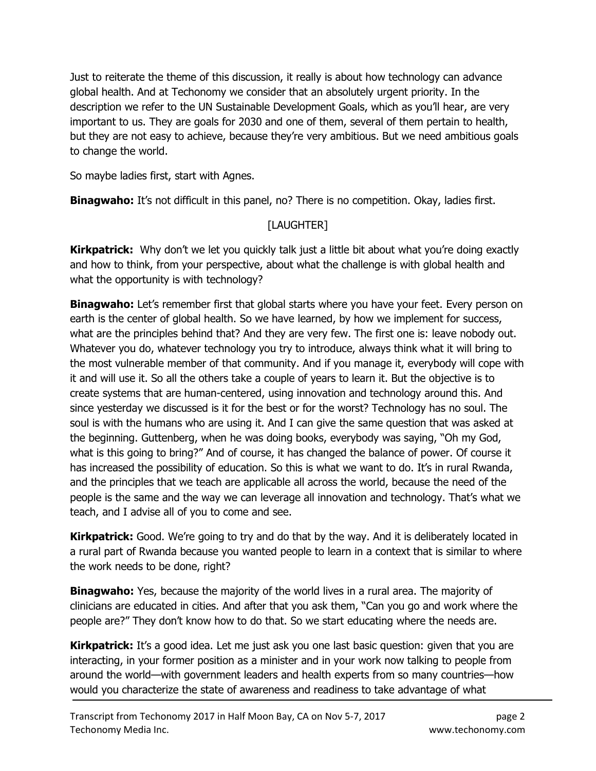Just to reiterate the theme of this discussion, it really is about how technology can advance global health. And at Techonomy we consider that an absolutely urgent priority. In the description we refer to the UN Sustainable Development Goals, which as you'll hear, are very important to us. They are goals for 2030 and one of them, several of them pertain to health, but they are not easy to achieve, because they're very ambitious. But we need ambitious goals to change the world.

So maybe ladies first, start with Agnes.

**Binagwaho:** It's not difficult in this panel, no? There is no competition. Okay, ladies first.

[LAUGHTER]

**Kirkpatrick:** Why don't we let you quickly talk just a little bit about what you're doing exactly and how to think, from your perspective, about what the challenge is with global health and what the opportunity is with technology?

**Binagwaho:** Let's remember first that global starts where you have your feet. Every person on earth is the center of global health. So we have learned, by how we implement for success, what are the principles behind that? And they are very few. The first one is: leave nobody out. Whatever you do, whatever technology you try to introduce, always think what it will bring to the most vulnerable member of that community. And if you manage it, everybody will cope with it and will use it. So all the others take a couple of years to learn it. But the objective is to create systems that are human-centered, using innovation and technology around this. And since yesterday we discussed is it for the best or for the worst? Technology has no soul. The soul is with the humans who are using it. And I can give the same question that was asked at the beginning. Guttenberg, when he was doing books, everybody was saying, "Oh my God, what is this going to bring?" And of course, it has changed the balance of power. Of course it has increased the possibility of education. So this is what we want to do. It's in rural Rwanda, and the principles that we teach are applicable all across the world, because the need of the people is the same and the way we can leverage all innovation and technology. That's what we teach, and I advise all of you to come and see.

**Kirkpatrick:** Good. We're going to try and do that by the way. And it is deliberately located in a rural part of Rwanda because you wanted people to learn in a context that is similar to where the work needs to be done, right?

**Binagwaho:** Yes, because the majority of the world lives in a rural area. The majority of clinicians are educated in cities. And after that you ask them, "Can you go and work where the people are?" They don't know how to do that. So we start educating where the needs are.

**Kirkpatrick:** It's a good idea. Let me just ask you one last basic question: given that you are interacting, in your former position as a minister and in your work now talking to people from around the world—with government leaders and health experts from so many countries—how would you characterize the state of awareness and readiness to take advantage of what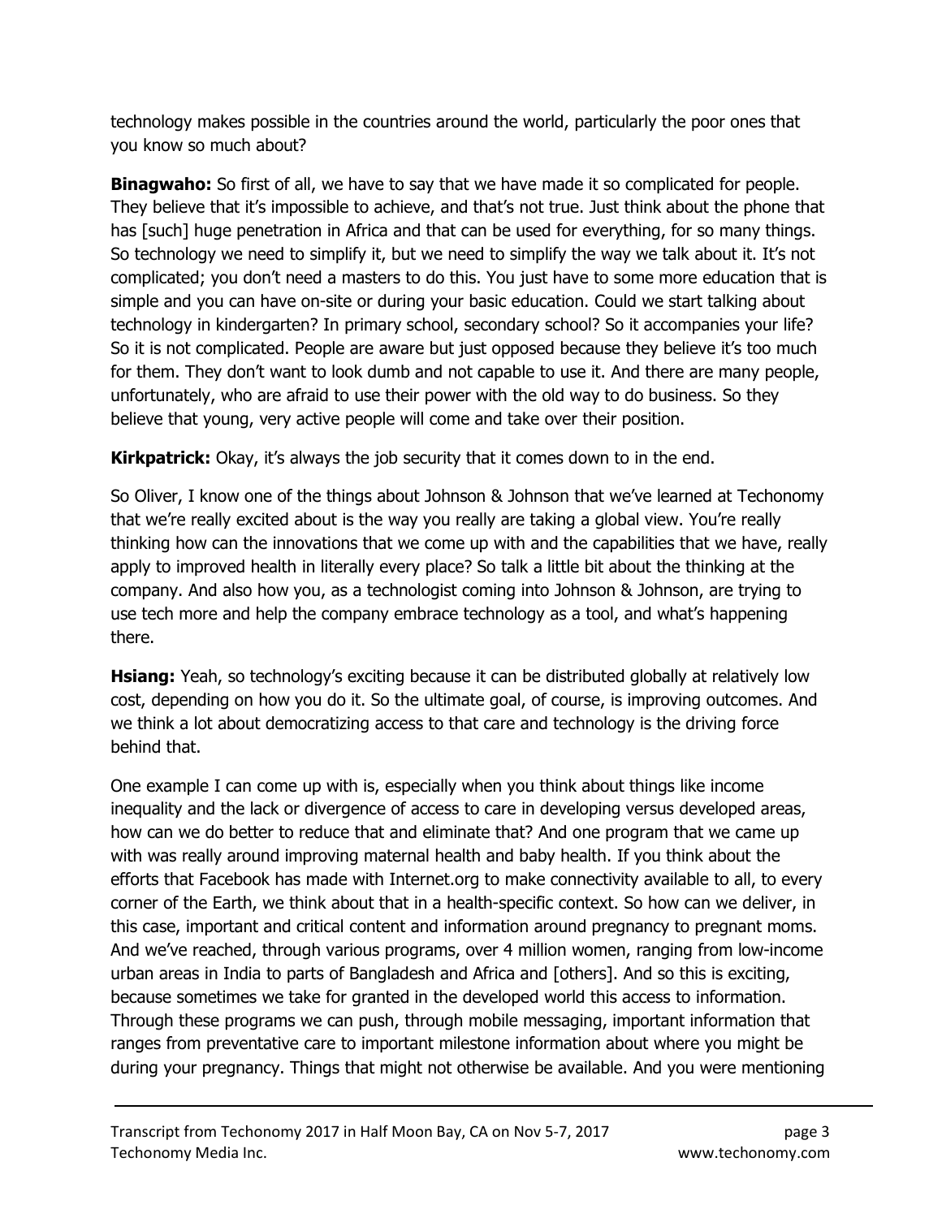technology makes possible in the countries around the world, particularly the poor ones that you know so much about?

**Binagwaho:** So first of all, we have to say that we have made it so complicated for people. They believe that it's impossible to achieve, and that's not true. Just think about the phone that has [such] huge penetration in Africa and that can be used for everything, for so many things. So technology we need to simplify it, but we need to simplify the way we talk about it. It's not complicated; you don't need a masters to do this. You just have to some more education that is simple and you can have on-site or during your basic education. Could we start talking about technology in kindergarten? In primary school, secondary school? So it accompanies your life? So it is not complicated. People are aware but just opposed because they believe it's too much for them. They don't want to look dumb and not capable to use it. And there are many people, unfortunately, who are afraid to use their power with the old way to do business. So they believe that young, very active people will come and take over their position.

**Kirkpatrick:** Okay, it's always the job security that it comes down to in the end.

So Oliver, I know one of the things about Johnson & Johnson that we've learned at Techonomy that we're really excited about is the way you really are taking a global view. You're really thinking how can the innovations that we come up with and the capabilities that we have, really apply to improved health in literally every place? So talk a little bit about the thinking at the company. And also how you, as a technologist coming into Johnson & Johnson, are trying to use tech more and help the company embrace technology as a tool, and what's happening there.

**Hsiang:** Yeah, so technology's exciting because it can be distributed globally at relatively low cost, depending on how you do it. So the ultimate goal, of course, is improving outcomes. And we think a lot about democratizing access to that care and technology is the driving force behind that.

One example I can come up with is, especially when you think about things like income inequality and the lack or divergence of access to care in developing versus developed areas, how can we do better to reduce that and eliminate that? And one program that we came up with was really around improving maternal health and baby health. If you think about the efforts that Facebook has made with Internet.org to make connectivity available to all, to every corner of the Earth, we think about that in a health-specific context. So how can we deliver, in this case, important and critical content and information around pregnancy to pregnant moms. And we've reached, through various programs, over 4 million women, ranging from low-income urban areas in India to parts of Bangladesh and Africa and [others]. And so this is exciting, because sometimes we take for granted in the developed world this access to information. Through these programs we can push, through mobile messaging, important information that ranges from preventative care to important milestone information about where you might be during your pregnancy. Things that might not otherwise be available. And you were mentioning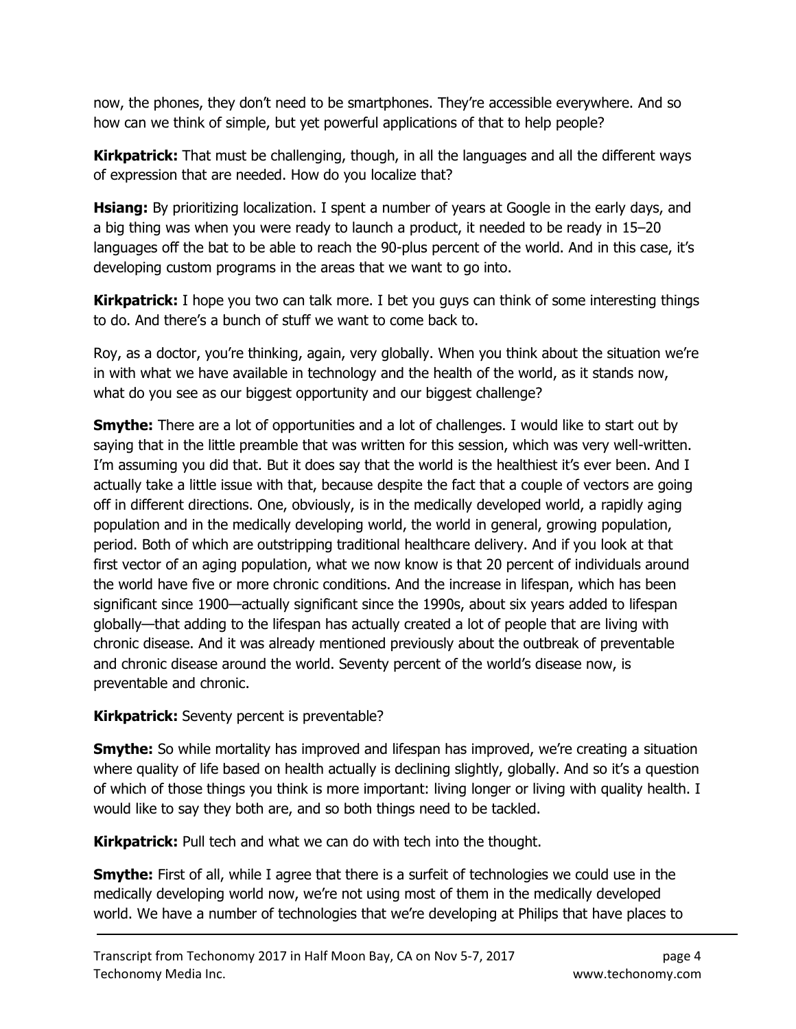now, the phones, they don't need to be smartphones. They're accessible everywhere. And so how can we think of simple, but yet powerful applications of that to help people?

**Kirkpatrick:** That must be challenging, though, in all the languages and all the different ways of expression that are needed. How do you localize that?

**Hsiang:** By prioritizing localization. I spent a number of years at Google in the early days, and a big thing was when you were ready to launch a product, it needed to be ready in 15–20 languages off the bat to be able to reach the 90-plus percent of the world. And in this case, it's developing custom programs in the areas that we want to go into.

**Kirkpatrick:** I hope you two can talk more. I bet you guys can think of some interesting things to do. And there's a bunch of stuff we want to come back to.

Roy, as a doctor, you're thinking, again, very globally. When you think about the situation we're in with what we have available in technology and the health of the world, as it stands now, what do you see as our biggest opportunity and our biggest challenge?

**Smythe:** There are a lot of opportunities and a lot of challenges. I would like to start out by saying that in the little preamble that was written for this session, which was very well-written. I'm assuming you did that. But it does say that the world is the healthiest it's ever been. And I actually take a little issue with that, because despite the fact that a couple of vectors are going off in different directions. One, obviously, is in the medically developed world, a rapidly aging population and in the medically developing world, the world in general, growing population, period. Both of which are outstripping traditional healthcare delivery. And if you look at that first vector of an aging population, what we now know is that 20 percent of individuals around the world have five or more chronic conditions. And the increase in lifespan, which has been significant since 1900—actually significant since the 1990s, about six years added to lifespan globally—that adding to the lifespan has actually created a lot of people that are living with chronic disease. And it was already mentioned previously about the outbreak of preventable and chronic disease around the world. Seventy percent of the world's disease now, is preventable and chronic.

**Kirkpatrick:** Seventy percent is preventable?

**Smythe:** So while mortality has improved and lifespan has improved, we're creating a situation where quality of life based on health actually is declining slightly, globally. And so it's a question of which of those things you think is more important: living longer or living with quality health. I would like to say they both are, and so both things need to be tackled.

**Kirkpatrick:** Pull tech and what we can do with tech into the thought.

**Smythe:** First of all, while I agree that there is a surfeit of technologies we could use in the medically developing world now, we're not using most of them in the medically developed world. We have a number of technologies that we're developing at Philips that have places to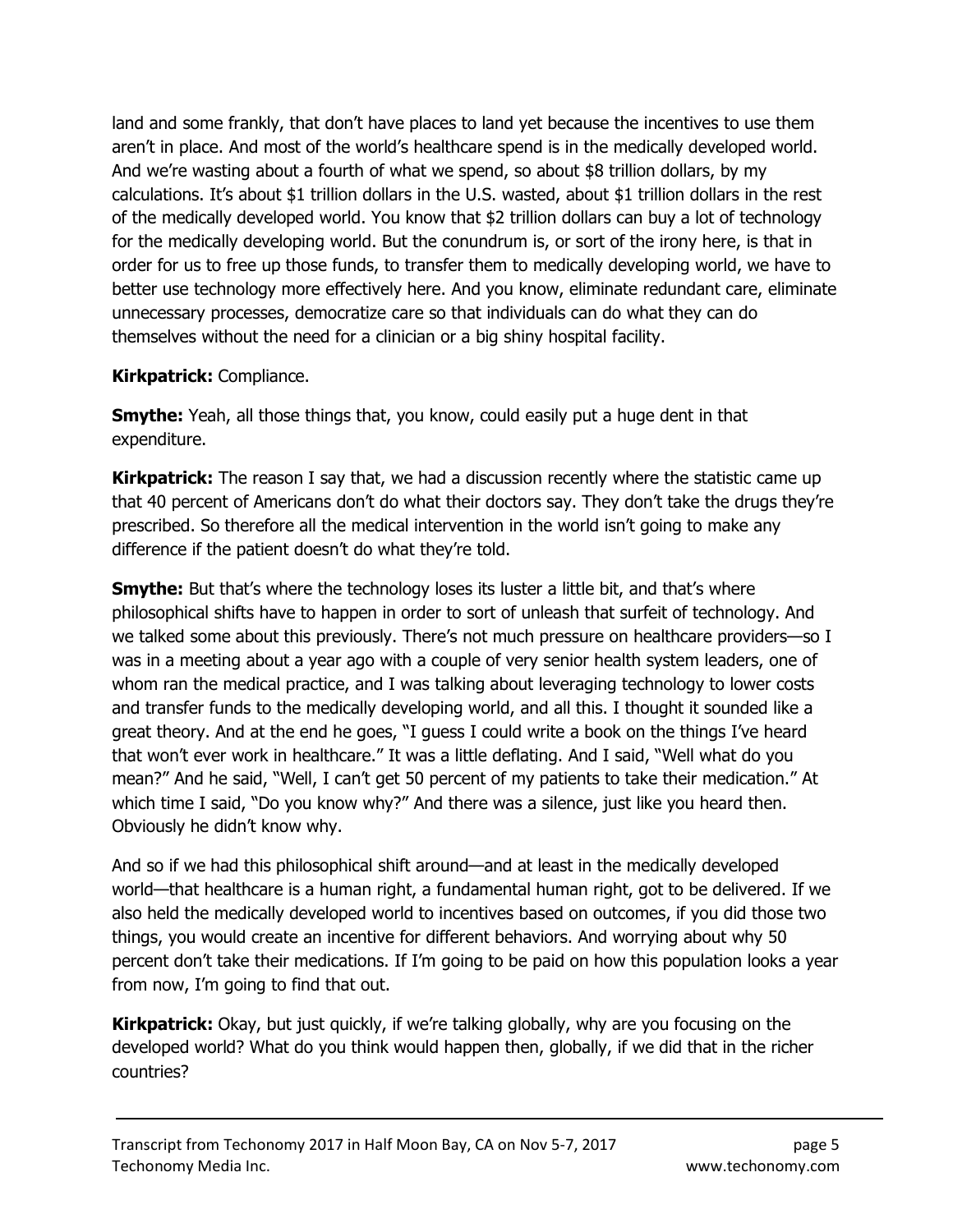land and some frankly, that don't have places to land yet because the incentives to use them aren't in place. And most of the world's healthcare spend is in the medically developed world. And we're wasting about a fourth of what we spend, so about $8 trillion dollars, by my calculations. It's about $1 trillion dollars in the U.S. wasted, about $1 trillion dollars in the rest of the medically developed world. You know that $2 trillion dollars can buy a lot of technology for the medically developing world. But the conundrum is, or sort of the irony here, is that in order for us to free up those funds, to transfer them to medically developing world, we have to better use technology more effectively here. And you know, eliminate redundant care, eliminate unnecessary processes, democratize care so that individuals can do what they can do themselves without the need for a clinician or a big shiny hospital facility.

**Kirkpatrick:** Compliance.

**Smythe:** Yeah, all those things that, you know, could easily put a huge dent in that expenditure.

**Kirkpatrick:** The reason I say that, we had a discussion recently where the statistic came up that 40 percent of Americans don't do what their doctors say. They don't take the drugs they're prescribed. So therefore all the medical intervention in the world isn't going to make any difference if the patient doesn't do what they're told.

**Smythe:** But that's where the technology loses its luster a little bit, and that's where philosophical shifts have to happen in order to sort of unleash that surfeit of technology. And we talked some about this previously. There's not much pressure on healthcare providers—so I was in a meeting about a year ago with a couple of very senior health system leaders, one of whom ran the medical practice, and I was talking about leveraging technology to lower costs and transfer funds to the medically developing world, and all this. I thought it sounded like a great theory. And at the end he goes, "I guess I could write a book on the things I've heard that won't ever work in healthcare." It was a little deflating. And I said, "Well what do you mean?" And he said, "Well, I can't get 50 percent of my patients to take their medication." At which time I said, "Do you know why?" And there was a silence, just like you heard then. Obviously he didn't know why.

And so if we had this philosophical shift around—and at least in the medically developed world—that healthcare is a human right, a fundamental human right, got to be delivered. If we also held the medically developed world to incentives based on outcomes, if you did those two things, you would create an incentive for different behaviors. And worrying about why 50 percent don't take their medications. If I'm going to be paid on how this population looks a year from now, I'm going to find that out.

**Kirkpatrick:** Okay, but just quickly, if we're talking globally, why are you focusing on the developed world? What do you think would happen then, globally, if we did that in the richer countries?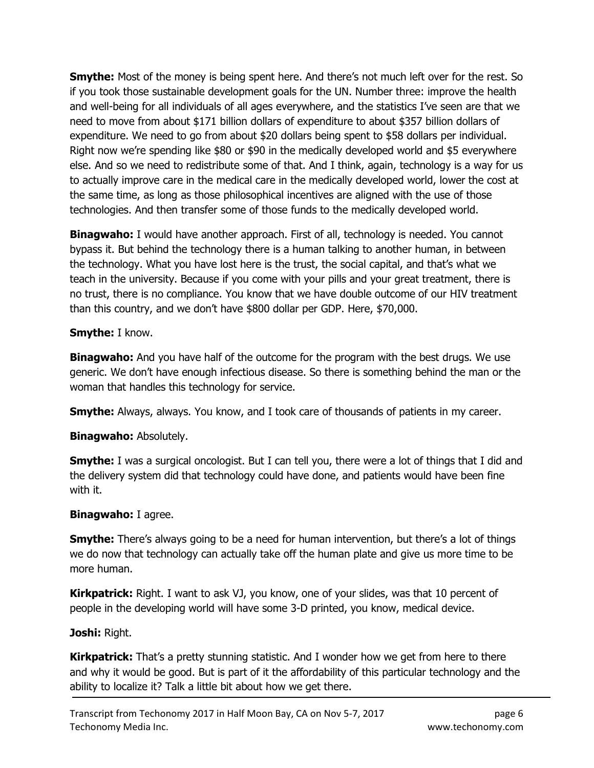**Smythe:** Most of the money is being spent here. And there's not much left over for the rest. So if you took those sustainable development goals for the UN. Number three: improve the health and well-being for all individuals of all ages everywhere, and the statistics I've seen are that we need to move from about $171 billion dollars of expenditure to about $357 billion dollars of expenditure. We need to go from about $20 dollars being spent to $58 dollars per individual. Right now we're spending like $80 or $90 in the medically developed world and $5 everywhere else. And so we need to redistribute some of that. And I think, again, technology is a way for us to actually improve care in the medical care in the medically developed world, lower the cost at the same time, as long as those philosophical incentives are aligned with the use of those technologies. And then transfer some of those funds to the medically developed world.

**Binagwaho:** I would have another approach. First of all, technology is needed. You cannot bypass it. But behind the technology there is a human talking to another human, in between the technology. What you have lost here is the trust, the social capital, and that's what we teach in the university. Because if you come with your pills and your great treatment, there is no trust, there is no compliance. You know that we have double outcome of our HIV treatment than this country, and we don't have $800 dollar per GDP. Here, $70,000.

**Smythe:** I know.

**Binagwaho:** And you have half of the outcome for the program with the best drugs. We use generic. We don't have enough infectious disease. So there is something behind the man or the woman that handles this technology for service.

**Smythe:** Always, always. You know, and I took care of thousands of patients in my career.

**Binagwaho:** Absolutely.

**Smythe:** I was a surgical oncologist. But I can tell you, there were a lot of things that I did and the delivery system did that technology could have done, and patients would have been fine with it.

**Binagwaho:** I agree.

**Smythe:** There's always going to be a need for human intervention, but there's a lot of things we do now that technology can actually take off the human plate and give us more time to be more human.

**Kirkpatrick:** Right. I want to ask VJ, you know, one of your slides, was that 10 percent of people in the developing world will have some 3-D printed, you know, medical device.

**Joshi:** Right.

**Kirkpatrick:** That's a pretty stunning statistic. And I wonder how we get from here to there and why it would be good. But is part of it the affordability of this particular technology and the ability to localize it? Talk a little bit about how we get there.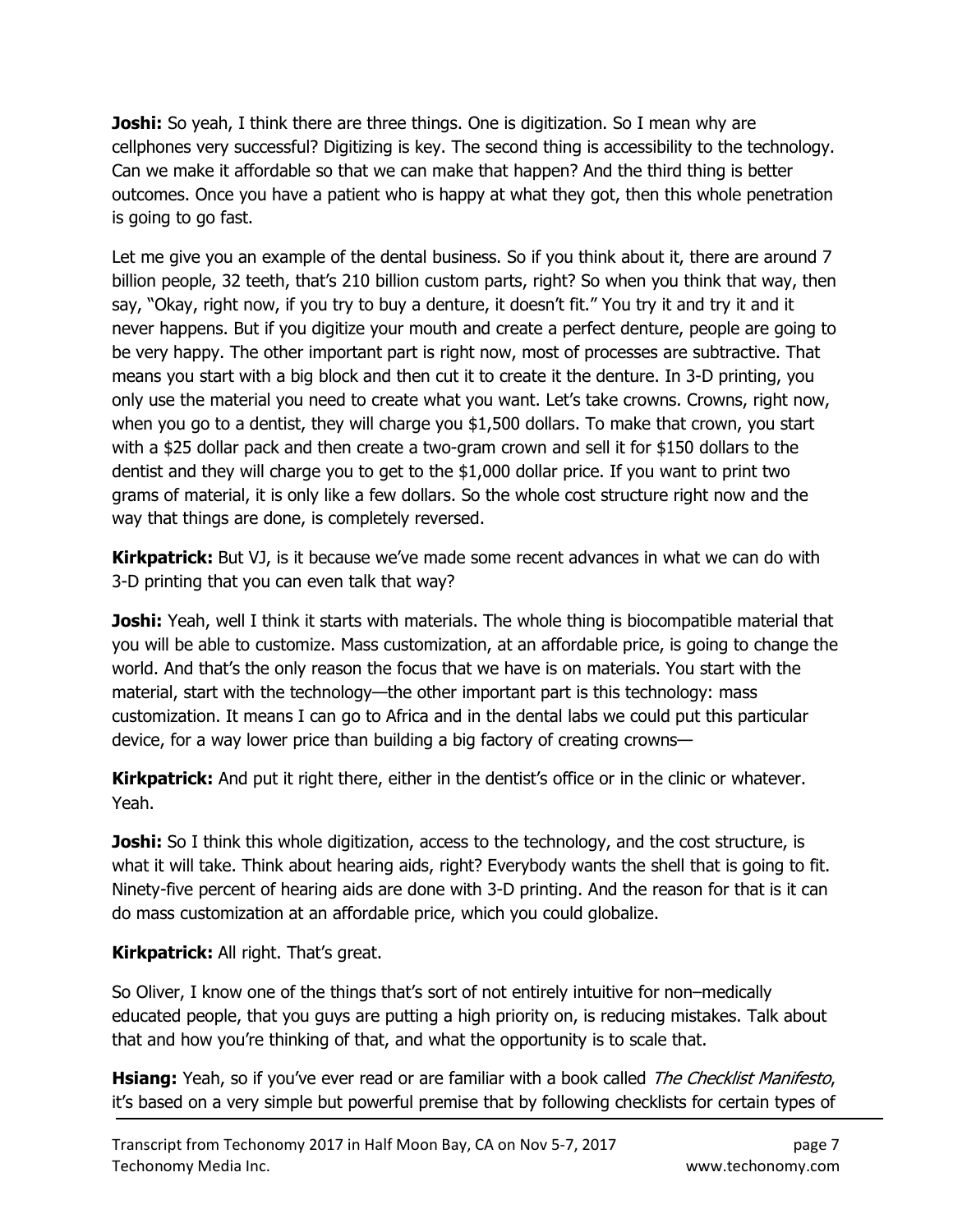**Joshi:** So yeah, I think there are three things. One is digitization. So I mean why are cellphones very successful? Digitizing is key. The second thing is accessibility to the technology. Can we make it affordable so that we can make that happen? And the third thing is better outcomes. Once you have a patient who is happy at what they got, then this whole penetration is going to go fast.

Let me give you an example of the dental business. So if you think about it, there are around 7 billion people, 32 teeth, that's 210 billion custom parts, right? So when you think that way, then say, "Okay, right now, if you try to buy a denture, it doesn't fit." You try it and try it and it never happens. But if you digitize your mouth and create a perfect denture, people are going to be very happy. The other important part is right now, most of processes are subtractive. That means you start with a big block and then cut it to create it the denture. In 3-D printing, you only use the material you need to create what you want. Let's take crowns. Crowns, right now, when you go to a dentist, they will charge you $1,500 dollars. To make that crown, you start with a $25 dollar pack and then create a two-gram crown and sell it for 150 dollars to the dentist and they will charge you to get to the $1,000 dollar price. If you want to print two grams of material, it is only like a few dollars. So the whole cost structure right now and the way that things are done, is completely reversed.

**Kirkpatrick:** But VJ, is it because we've made some recent advances in what we can do with 3-D printing that you can even talk that way?

**Joshi:** Yeah, well I think it starts with materials. The whole thing is biocompatible material that you will be able to customize. Mass customization, at an affordable price, is going to change the world. And that's the only reason the focus that we have is on materials. You start with the material, start with the technology—the other important part is this technology: mass customization. It means I can go to Africa and in the dental labs we could put this particular device, for a way lower price than building a big factory of creating crowns—

**Kirkpatrick:** And put it right there, either in the dentist's office or in the clinic or whatever. Yeah.

**Joshi:** So I think this whole digitization, access to the technology, and the cost structure, is what it will take. Think about hearing aids, right? Everybody wants the shell that is going to fit. Ninety-five percent of hearing aids are done with 3-D printing. And the reason for that is it can do mass customization at an affordable price, which you could globalize.

**Kirkpatrick:** All right. That's great.

So Oliver, I know one of the things that's sort of not entirely intuitive for non–medically educated people, that you guys are putting a high priority on, is reducing mistakes. Talk about that and how you're thinking of that, and what the opportunity is to scale that.

**Hsiang:** Yeah, so if you've ever read or are familiar with a book called *The Checklist Manifesto*, it's based on a very simple but powerful premise that by following checklists for certain types of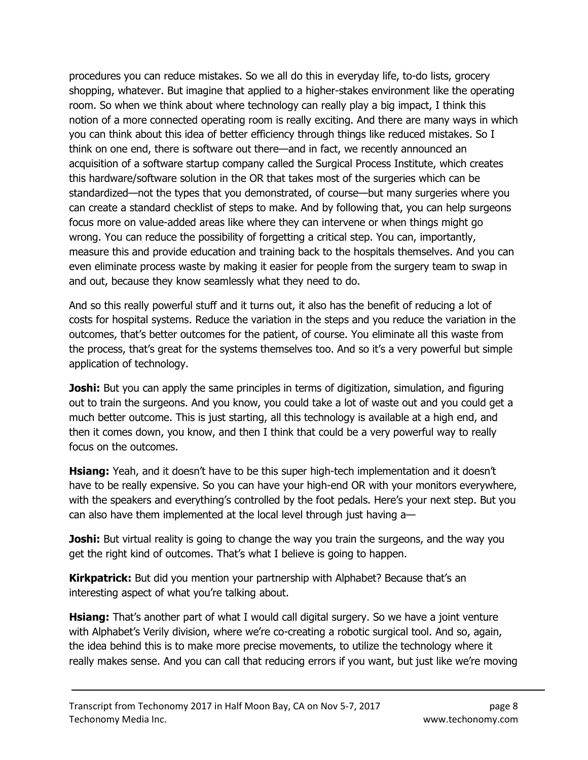procedures you can reduce mistakes. So we all do this in everyday life, to-do lists, grocery shopping, whatever. But imagine that applied to a higher-stakes environment like the operating room. So when we think about where technology can really play a big impact, I think this notion of a more connected operating room is really exciting. And there are many ways in which you can think about this idea of better efficiency through things like reduced mistakes. So I think on one end, there is software out there—and in fact, we recently announced an acquisition of a software startup company called the Surgical Process Institute, which creates this hardware/software solution in the OR that takes most of the surgeries which can be standardized—not the types that you demonstrated, of course—but many surgeries where you can create a standard checklist of steps to make. And by following that, you can help surgeons focus more on value-added areas like where they can intervene or when things might go wrong. You can reduce the possibility of forgetting a critical step. You can, importantly, measure this and provide education and training back to the hospitals themselves. And you can even eliminate process waste by making it easier for people from the surgery team to swap in and out, because they know seamlessly what they need to do.

And so this really powerful stuff and it turns out, it also has the benefit of reducing a lot of costs for hospital systems. Reduce the variation in the steps and you reduce the variation in the outcomes, that's better outcomes for the patient, of course. You eliminate all this waste from the process, that's great for the systems themselves too. And so it's a very powerful but simple application of technology.

**Joshi:** But you can apply the same principles in terms of digitization, simulation, and figuring out to train the surgeons. And you know, you could take a lot of waste out and you could get a much better outcome. This is just starting, all this technology is available at a high end, and then it comes down, you know, and then I think that could be a very powerful way to really focus on the outcomes.

**Hsiang:** Yeah, and it doesn't have to be this super high-tech implementation and it doesn't have to be really expensive. So you can have your high-end OR with your monitors everywhere, with the speakers and everything's controlled by the foot pedals. Here's your next step. But you can also have them implemented at the local level through just having a—

**Joshi:** But virtual reality is going to change the way you train the surgeons, and the way you get the right kind of outcomes. That's what I believe is going to happen.

**Kirkpatrick:** But did you mention your partnership with Alphabet? Because that's an interesting aspect of what you're talking about.

**Hsiang:** That's another part of what I would call digital surgery. So we have a joint venture with Alphabet's Verily division, where we're co-creating a robotic surgical tool. And so, again, the idea behind this is to make more precise movements, to utilize the technology where it really makes sense. And you can call that reducing errors if you want, but just like we're moving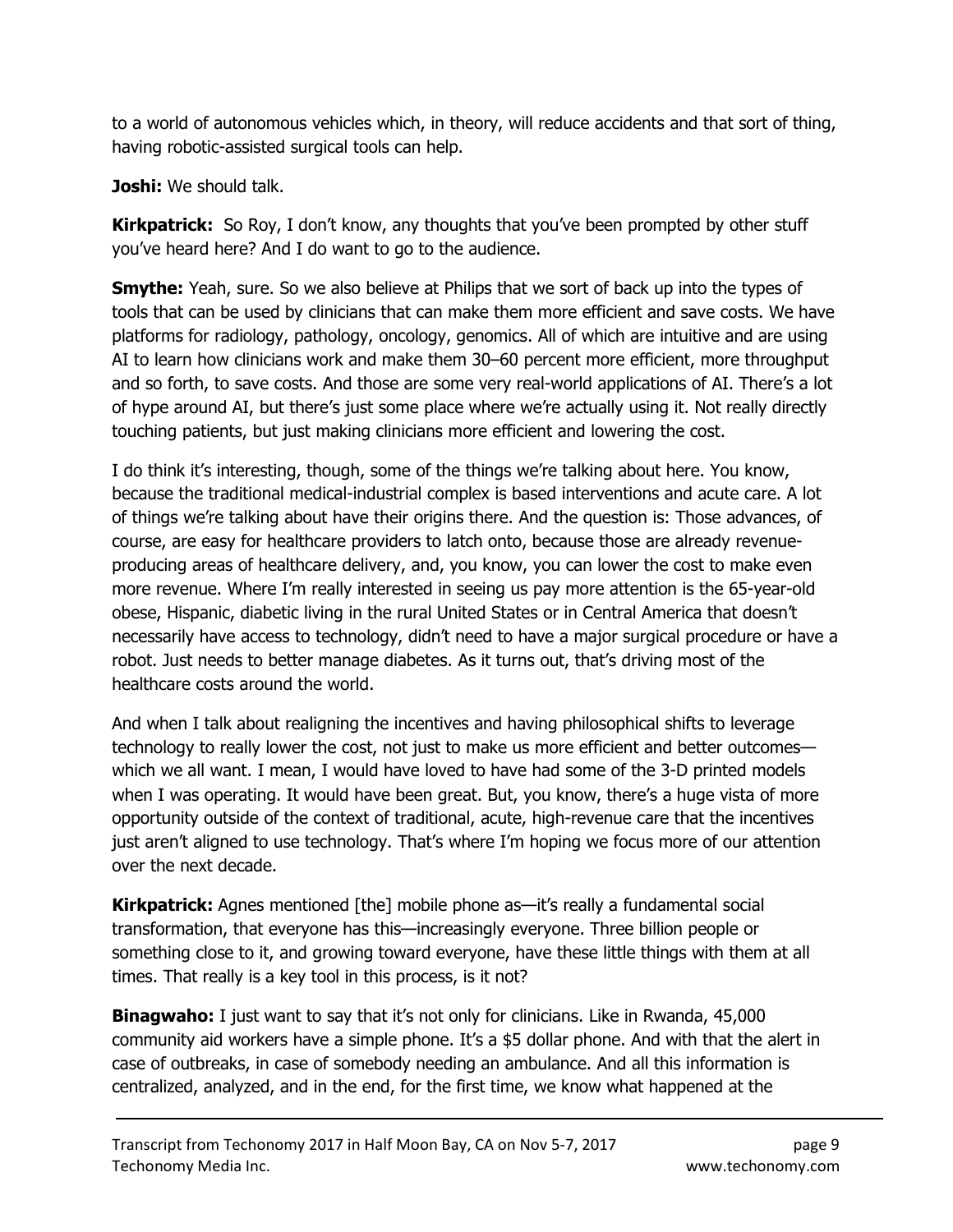to a world of autonomous vehicles which, in theory, will reduce accidents and that sort of thing, having robotic-assisted surgical tools can help.

**Joshi:** We should talk.

**Kirkpatrick:** So Roy, I don't know, any thoughts that you've been prompted by other stuff you've heard here? And I do want to go to the audience.

**Smythe:** Yeah, sure. So we also believe at Philips that we sort of back up into the types of tools that can be used by clinicians that can make them more efficient and save costs. We have platforms for radiology, pathology, oncology, genomics. All of which are intuitive and are using AI to learn how clinicians work and make them 30–60 percent more efficient, more throughput and so forth, to save costs. And those are some very real-world applications of AI. There's a lot of hype around AI, but there's just some place where we're actually using it. Not really directly touching patients, but just making clinicians more efficient and lowering the cost.

I do think it's interesting, though, some of the things we're talking about here. You know, because the traditional medical-industrial complex is based interventions and acute care. A lot of things we're talking about have their origins there. And the question is: Those advances, of course, are easy for healthcare providers to latch onto, because those are already revenue-producing areas of healthcare delivery, and, you know, you can lower the cost to make even more revenue. Where I'm really interested in seeing us pay more attention is the 65-year-old obese, Hispanic, diabetic living in the rural United States or in Central America that doesn't necessarily have access to technology, didn't need to have a major surgical procedure or have a robot. Just needs to better manage diabetes. As it turns out, that's driving most of the healthcare costs around the world.

And when I talk about realigning the incentives and having philosophical shifts to leverage technology to really lower the cost, not just to make us more efficient and better outcomes—which we all want. I mean, I would have loved to have had some of the 3-D printed models when I was operating. It would have been great. But, you know, there's a huge vista of more opportunity outside of the context of traditional, acute, high-revenue care that the incentives just aren't aligned to use technology. That's where I'm hoping we focus more of our attention over the next decade.

**Kirkpatrick:** Agnes mentioned [the] mobile phone as—it's really a fundamental social transformation, that everyone has this—increasingly everyone. Three billion people or something close to it, and growing toward everyone, have these little things with them at all times. That really is a key tool in this process, is it not?

**Binagwaho:** I just want to say that it's not only for clinicians. Like in Rwanda, 45,000 community aid workers have a simple phone. It's a $5 dollar phone. And with that the alert in case of outbreaks, in case of somebody needing an ambulance. And all this information is centralized, analyzed, and in the end, for the first time, we know what happened at the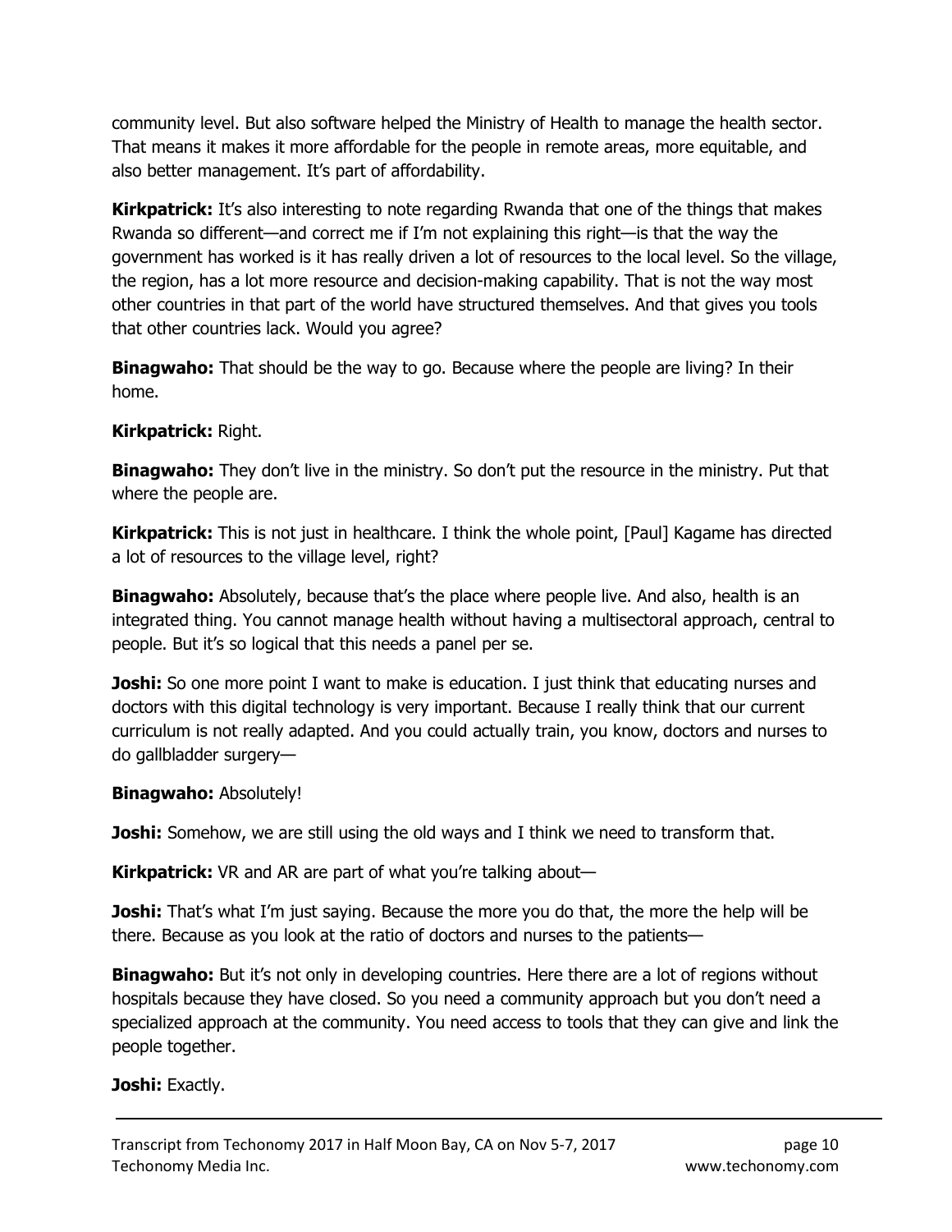community level. But also software helped the Ministry of Health to manage the health sector. That means it makes it more affordable for the people in remote areas, more equitable, and also better management. It's part of affordability.

**Kirkpatrick:** It's also interesting to note regarding Rwanda that one of the things that makes Rwanda so different—and correct me if I'm not explaining this right—is that the way the government has worked is it has really driven a lot of resources to the local level. So the village, the region, has a lot more resource and decision-making capability. That is not the way most other countries in that part of the world have structured themselves. And that gives you tools that other countries lack. Would you agree?

**Binagwaho:** That should be the way to go. Because where the people are living? In their home.

**Kirkpatrick:** Right.

**Binagwaho:** They don't live in the ministry. So don't put the resource in the ministry. Put that where the people are.

**Kirkpatrick:** This is not just in healthcare. I think the whole point, [Paul] Kagame has directed a lot of resources to the village level, right?

**Binagwaho:** Absolutely, because that's the place where people live. And also, health is an integrated thing. You cannot manage health without having a multisectoral approach, central to people. But it's so logical that this needs a panel per se.

**Joshi:** So one more point I want to make is education. I just think that educating nurses and doctors with this digital technology is very important. Because I really think that our current curriculum is not really adapted. And you could actually train, you know, doctors and nurses to do gallbladder surgery—

**Binagwaho:** Absolutely!

**Joshi:** Somehow, we are still using the old ways and I think we need to transform that.

**Kirkpatrick:** VR and AR are part of what you're talking about—

**Joshi:** That's what I'm just saying. Because the more you do that, the more the help will be there. Because as you look at the ratio of doctors and nurses to the patients—

**Binagwaho:** But it's not only in developing countries. Here there are a lot of regions without hospitals because they have closed. So you need a community approach but you don't need a specialized approach at the community. You need access to tools that they can give and link the people together.

**Joshi:** Exactly.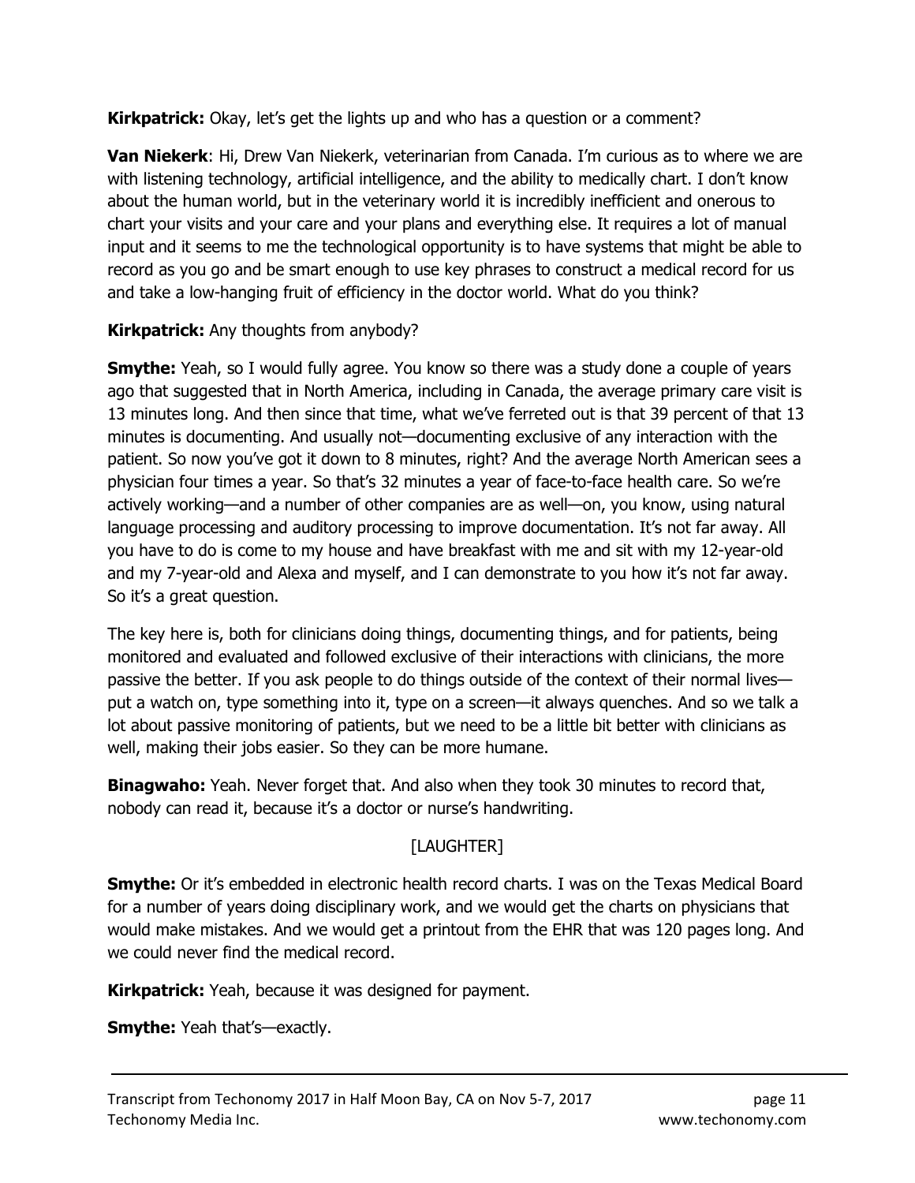**Kirkpatrick:** Okay, let's get the lights up and who has a question or a comment?

**Van Niekerk**: Hi, Drew Van Niekerk, veterinarian from Canada. I'm curious as to where we are with listening technology, artificial intelligence, and the ability to medically chart. I don't know about the human world, but in the veterinary world it is incredibly inefficient and onerous to chart your visits and your care and your plans and everything else. It requires a lot of manual input and it seems to me the technological opportunity is to have systems that might be able to record as you go and be smart enough to use key phrases to construct a medical record for us and take a low-hanging fruit of efficiency in the doctor world. What do you think?

**Kirkpatrick:** Any thoughts from anybody?

**Smythe:** Yeah, so I would fully agree. You know so there was a study done a couple of years ago that suggested that in North America, including in Canada, the average primary care visit is 13 minutes long. And then since that time, what we've ferreted out is that 39 percent of that 13 minutes is documenting. And usually not—documenting exclusive of any interaction with the patient. So now you've got it down to 8 minutes, right? And the average North American sees a physician four times a year. So that's 32 minutes a year of face-to-face health care. So we're actively working—and a number of other companies are as well—on, you know, using natural language processing and auditory processing to improve documentation. It's not far away. All you have to do is come to my house and have breakfast with me and sit with my 12-year-old and my 7-year-old and Alexa and myself, and I can demonstrate to you how it's not far away. So it's a great question.

The key here is, both for clinicians doing things, documenting things, and for patients, being monitored and evaluated and followed exclusive of their interactions with clinicians, the more passive the better. If you ask people to do things outside of the context of their normal lives—put a watch on, type something into it, type on a screen—it always quenches. And so we talk a lot about passive monitoring of patients, but we need to be a little bit better with clinicians as well, making their jobs easier. So they can be more humane.

**Binagwaho:** Yeah. Never forget that. And also when they took 30 minutes to record that, nobody can read it, because it's a doctor or nurse's handwriting.

[LAUGHTER]

**Smythe:** Or it's embedded in electronic health record charts. I was on the Texas Medical Board for a number of years doing disciplinary work, and we would get the charts on physicians that would make mistakes. And we would get a printout from the EHR that was 120 pages long. And we could never find the medical record.

**Kirkpatrick:** Yeah, because it was designed for payment.

**Smythe:** Yeah that's—exactly.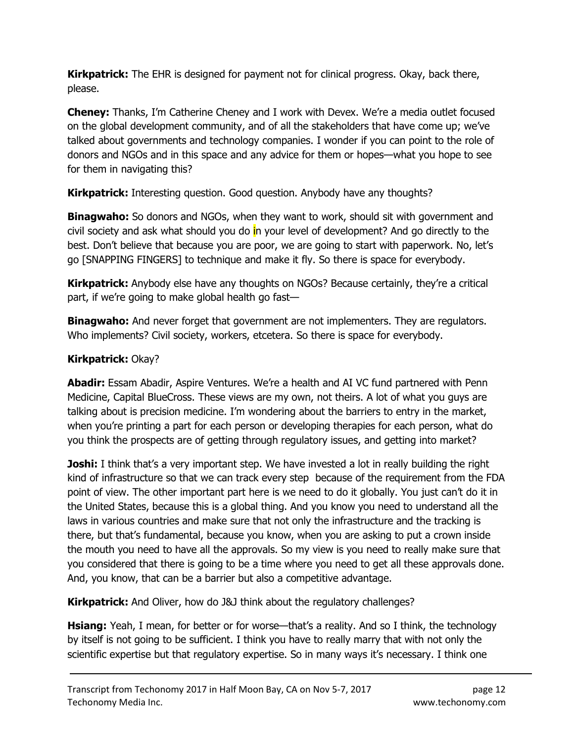**Kirkpatrick:** The EHR is designed for payment not for clinical progress. Okay, back there, please.

**Cheney:** Thanks, I'm Catherine Cheney and I work with Devex. We're a media outlet focused on the global development community, and of all the stakeholders that have come up; we've talked about governments and technology companies. I wonder if you can point to the role of donors and NGOs and in this space and any advice for them or hopes—what you hope to see for them in navigating this?

**Kirkpatrick:** Interesting question. Good question. Anybody have any thoughts?

**Binagwaho:** So donors and NGOs, when they want to work, should sit with government and civil society and ask what should you do in your level of development? And go directly to the best. Don't believe that because you are poor, we are going to start with paperwork. No, let's go [SNAPPING FINGERS] to technique and make it fly. So there is space for everybody.

**Kirkpatrick:** Anybody else have any thoughts on NGOs? Because certainly, they're a critical part, if we're going to make global health go fast—

**Binagwaho:** And never forget that government are not implementers. They are regulators. Who implements? Civil society, workers, etcetera. So there is space for everybody.

**Kirkpatrick:** Okay?

**Abadir:** Essam Abadir, Aspire Ventures. We're a health and AI VC fund partnered with Penn Medicine, Capital BlueCross. These views are my own, not theirs. A lot of what you guys are talking about is precision medicine. I'm wondering about the barriers to entry in the market, when you're printing a part for each person or developing therapies for each person, what do you think the prospects are of getting through regulatory issues, and getting into market?

**Joshi:** I think that's a very important step. We have invested a lot in really building the right kind of infrastructure so that we can track every step because of the requirement from the FDA point of view. The other important part here is we need to do it globally. You just can't do it in the United States, because this is a global thing. And you know you need to understand all the laws in various countries and make sure that not only the infrastructure and the tracking is there, but that's fundamental, because you know, when you are asking to put a crown inside the mouth you need to have all the approvals. So my view is you need to really make sure that you considered that there is going to be a time where you need to get all these approvals done. And, you know, that can be a barrier but also a competitive advantage.

**Kirkpatrick:** And Oliver, how do J&J think about the regulatory challenges?

**Hsiang:** Yeah, I mean, for better or for worse—that's a reality. And so I think, the technology by itself is not going to be sufficient. I think you have to really marry that with not only the scientific expertise but that regulatory expertise. So in many ways it's necessary. I think one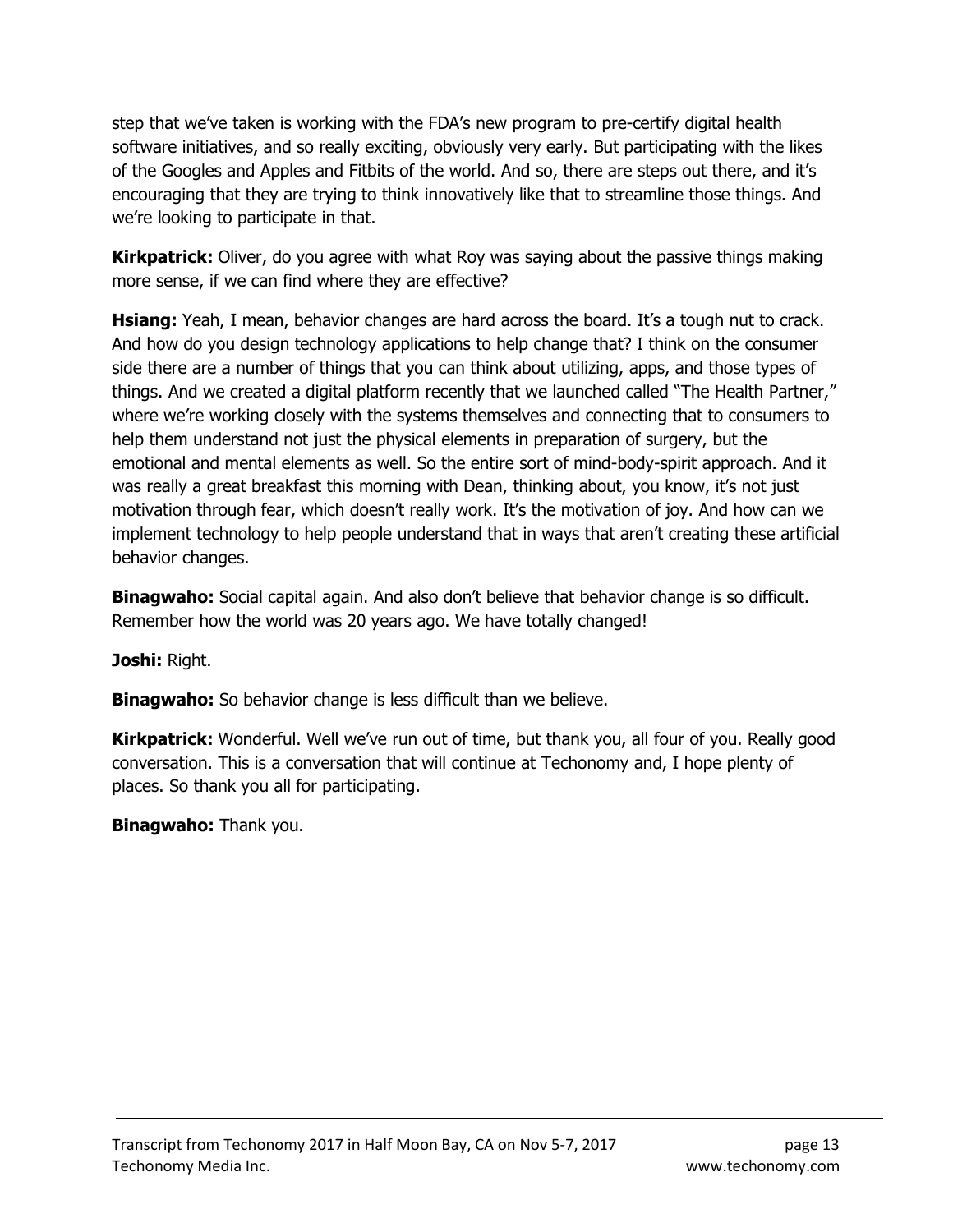step that we've taken is working with the FDA's new program to pre-certify digital health software initiatives, and so really exciting, obviously very early. But participating with the likes of the Googles and Apples and Fitbits of the world. And so, there are steps out there, and it's encouraging that they are trying to think innovatively like that to streamline those things. And we're looking to participate in that.

**Kirkpatrick:** Oliver, do you agree with what Roy was saying about the passive things making more sense, if we can find where they are effective?

**Hsiang:** Yeah, I mean, behavior changes are hard across the board. It's a tough nut to crack. And how do you design technology applications to help change that? I think on the consumer side there are a number of things that you can think about utilizing, apps, and those types of things. And we created a digital platform recently that we launched called "The Health Partner," where we're working closely with the systems themselves and connecting that to consumers to help them understand not just the physical elements in preparation of surgery, but the emotional and mental elements as well. So the entire sort of mind-body-spirit approach. And it was really a great breakfast this morning with Dean, thinking about, you know, it's not just motivation through fear, which doesn't really work. It's the motivation of joy. And how can we implement technology to help people understand that in ways that aren't creating these artificial behavior changes.

**Binagwaho:** Social capital again. And also don't believe that behavior change is so difficult. Remember how the world was 20 years ago. We have totally changed!

**Joshi:** Right.

**Binagwaho:** So behavior change is less difficult than we believe.

**Kirkpatrick:** Wonderful. Well we've run out of time, but thank you, all four of you. Really good conversation. This is a conversation that will continue at Techonomy and, I hope plenty of places. So thank you all for participating.

**Binagwaho:** Thank you.